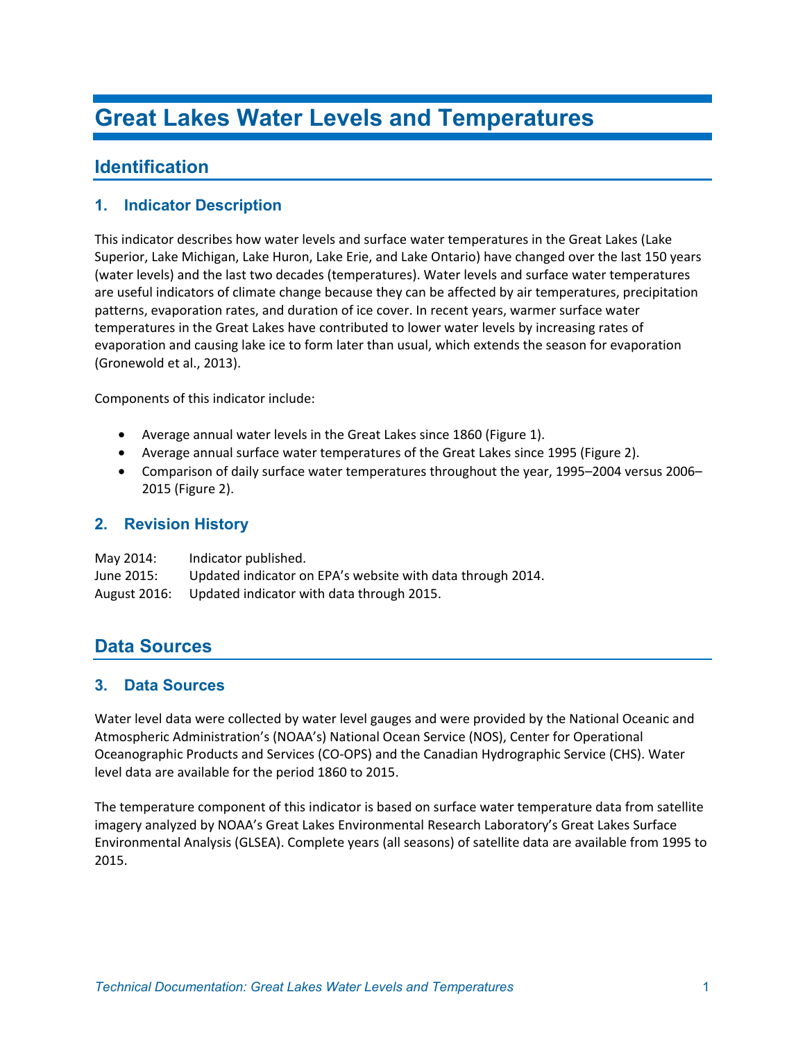# Great Lakes Water Levels and Temperatures

## Identification

### 1. Indicator Description

This indicator describes how water levels and surface water temperatures in the Great Lakes (Lake Superior, Lake Michigan, Lake Huron, Lake Erie, and Lake Ontario) have changed over the last 150 years (water levels) and the last two decades (temperatures). Water levels and surface water temperatures are useful indicators of climate change because they can be affected by air temperatures, precipitation patterns, evaporation rates, and duration of ice cover. In recent years, warmer surface water temperatures in the Great Lakes have contributed to lower water levels by increasing rates of evaporation and causing lake ice to form later than usual, which extends the season for evaporation (Gronewold et al., 2013).

Components of this indicator include:

- Average annual water levels in the Great Lakes since 1860 (Figure 1).
- Average annual surface water temperatures of the Great Lakes since 1995 (Figure 2).
- Comparison of daily surface water temperatures throughout the year, 1995–2004 versus 2006–2015 (Figure 2).

### 2. Revision History

May 2014: Indicator published.
June 2015: Updated indicator on EPA's website with data through 2014.
August 2016: Updated indicator with data through 2015.

## Data Sources

### 3. Data Sources

Water level data were collected by water level gauges and were provided by the National Oceanic and Atmospheric Administration's (NOAA's) National Ocean Service (NOS), Center for Operational Oceanographic Products and Services (CO-OPS) and the Canadian Hydrographic Service (CHS). Water level data are available for the period 1860 to 2015.

The temperature component of this indicator is based on surface water temperature data from satellite imagery analyzed by NOAA's Great Lakes Environmental Research Laboratory's Great Lakes Surface Environmental Analysis (GLSEA). Complete years (all seasons) of satellite data are available from 1995 to 2015.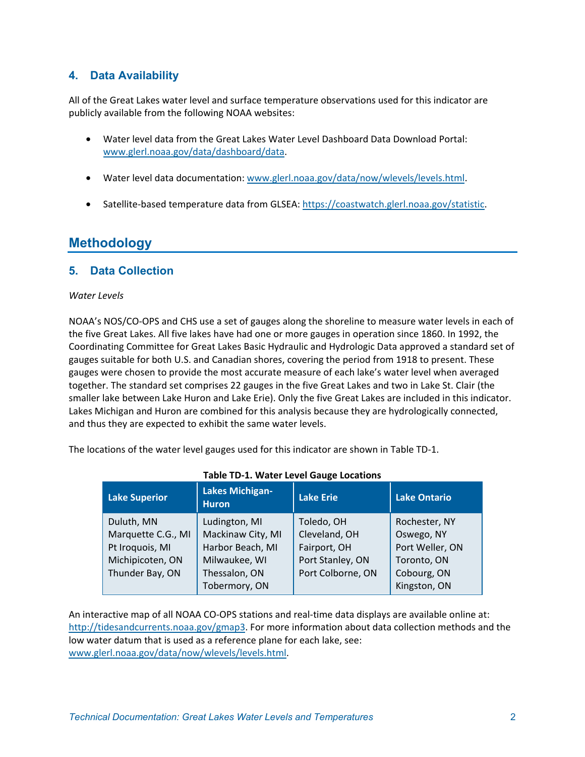## 4. Data Availability

All of the Great Lakes water level and surface temperature observations used for this indicator are publicly available from the following NOAA websites:

- Water level data from the Great Lakes Water Level Dashboard Data Download Portal: www.glerl.noaa.gov/data/dashboard/data.
- Water level data documentation: www.glerl.noaa.gov/data/now/wlevels/levels.html.
- Satellite-based temperature data from GLSEA: https://coastwatch.glerl.noaa.gov/statistic.

# Methodology

## 5. Data Collection

*Water Levels*

NOAA's NOS/CO-OPS and CHS use a set of gauges along the shoreline to measure water levels in each of the five Great Lakes. All five lakes have had one or more gauges in operation since 1860. In 1992, the Coordinating Committee for Great Lakes Basic Hydraulic and Hydrologic Data approved a standard set of gauges suitable for both U.S. and Canadian shores, covering the period from 1918 to present. These gauges were chosen to provide the most accurate measure of each lake's water level when averaged together. The standard set comprises 22 gauges in the five Great Lakes and two in Lake St. Clair (the smaller lake between Lake Huron and Lake Erie). Only the five Great Lakes are included in this indicator. Lakes Michigan and Huron are combined for this analysis because they are hydrologically connected, and thus they are expected to exhibit the same water levels.

The locations of the water level gauges used for this indicator are shown in Table TD-1.

**Table TD-1. Water Level Gauge Locations**

| Lake Superior | Lakes Michigan-Huron | Lake Erie | Lake Ontario |
|---|---|---|---|
| Duluth, MN | Ludington, MI | Toledo, OH | Rochester, NY |
| Marquette C.G., MI | Mackinaw City, MI | Cleveland, OH | Oswego, NY |
| Pt Iroquois, MI | Harbor Beach, MI | Fairport, OH | Port Weller, ON |
| Michipicoten, ON | Milwaukee, WI | Port Stanley, ON | Toronto, ON |
| Thunder Bay, ON | Thessalon, ON | Port Colborne, ON | Cobourg, ON |
| | Tobermory, ON | | Kingston, ON |

An interactive map of all NOAA CO-OPS stations and real-time data displays are available online at: http://tidesandcurrents.noaa.gov/gmap3. For more information about data collection methods and the low water datum that is used as a reference plane for each lake, see: www.glerl.noaa.gov/data/now/wlevels/levels.html.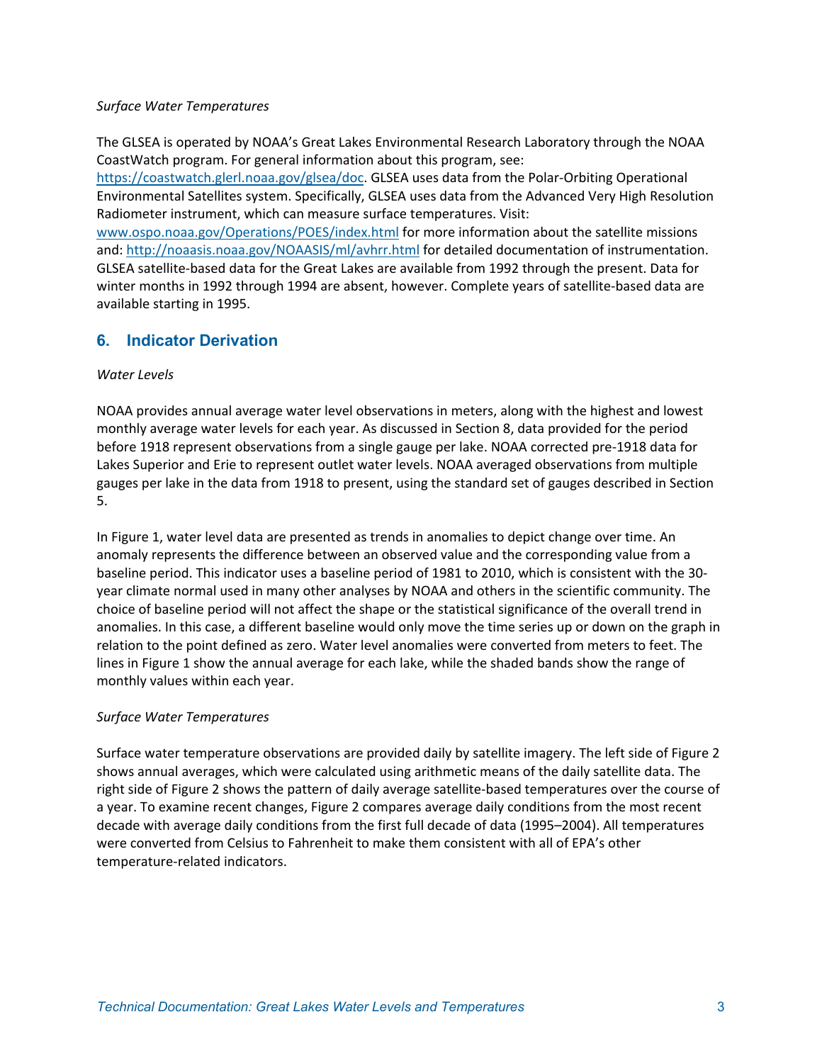*Surface Water Temperatures*

The GLSEA is operated by NOAA's Great Lakes Environmental Research Laboratory through the NOAA CoastWatch program. For general information about this program, see: https://coastwatch.glerl.noaa.gov/glsea/doc. GLSEA uses data from the Polar-Orbiting Operational Environmental Satellites system. Specifically, GLSEA uses data from the Advanced Very High Resolution Radiometer instrument, which can measure surface temperatures. Visit: www.ospo.noaa.gov/Operations/POES/index.html for more information about the satellite missions and: http://noaasis.noaa.gov/NOAASIS/ml/avhrr.html for detailed documentation of instrumentation. GLSEA satellite-based data for the Great Lakes are available from 1992 through the present. Data for winter months in 1992 through 1994 are absent, however. Complete years of satellite-based data are available starting in 1995.

## 6. Indicator Derivation

*Water Levels*

NOAA provides annual average water level observations in meters, along with the highest and lowest monthly average water levels for each year. As discussed in Section 8, data provided for the period before 1918 represent observations from a single gauge per lake. NOAA corrected pre-1918 data for Lakes Superior and Erie to represent outlet water levels. NOAA averaged observations from multiple gauges per lake in the data from 1918 to present, using the standard set of gauges described in Section 5.

In Figure 1, water level data are presented as trends in anomalies to depict change over time. An anomaly represents the difference between an observed value and the corresponding value from a baseline period. This indicator uses a baseline period of 1981 to 2010, which is consistent with the 30-year climate normal used in many other analyses by NOAA and others in the scientific community. The choice of baseline period will not affect the shape or the statistical significance of the overall trend in anomalies. In this case, a different baseline would only move the time series up or down on the graph in relation to the point defined as zero. Water level anomalies were converted from meters to feet. The lines in Figure 1 show the annual average for each lake, while the shaded bands show the range of monthly values within each year.

*Surface Water Temperatures*

Surface water temperature observations are provided daily by satellite imagery. The left side of Figure 2 shows annual averages, which were calculated using arithmetic means of the daily satellite data. The right side of Figure 2 shows the pattern of daily average satellite-based temperatures over the course of a year. To examine recent changes, Figure 2 compares average daily conditions from the most recent decade with average daily conditions from the first full decade of data (1995–2004). All temperatures were converted from Celsius to Fahrenheit to make them consistent with all of EPA's other temperature-related indicators.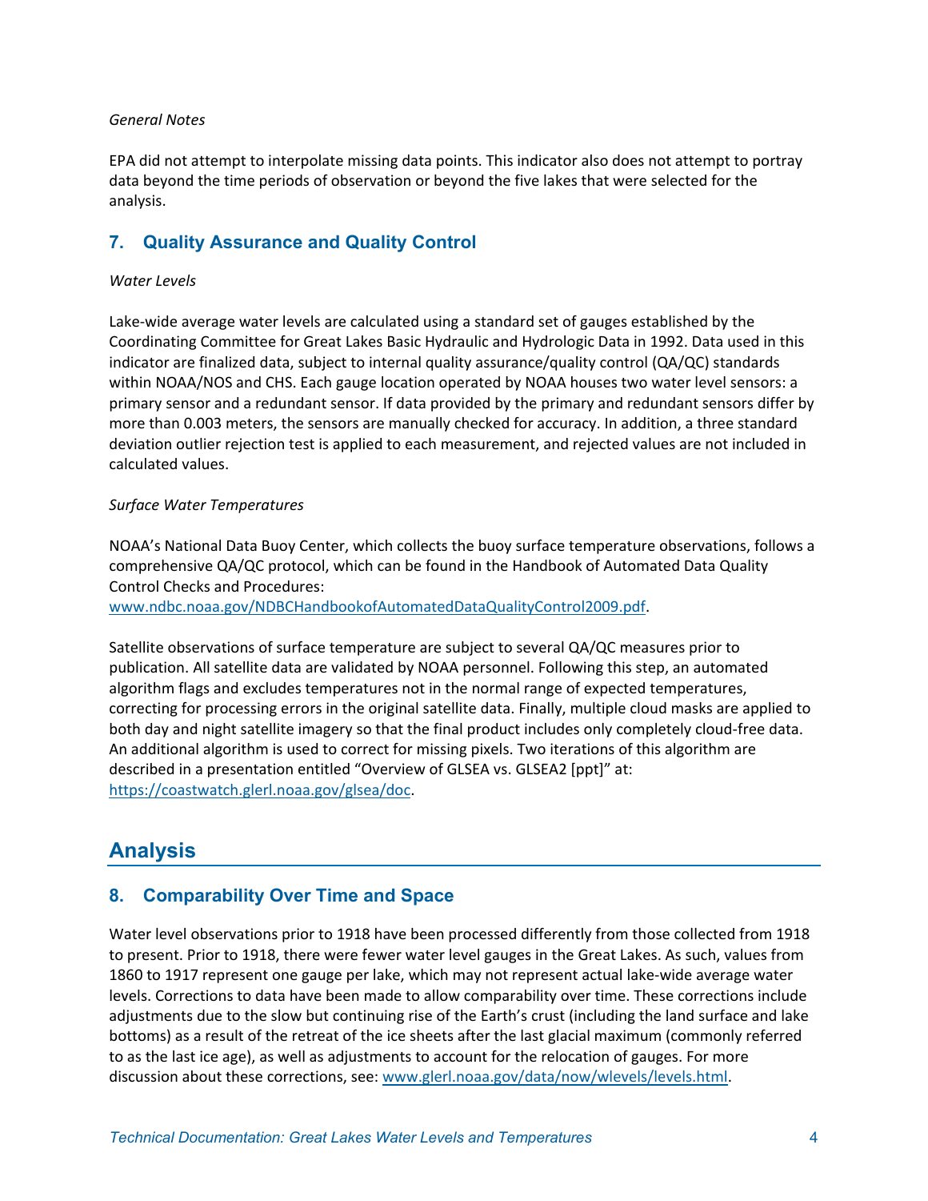*General Notes*

EPA did not attempt to interpolate missing data points. This indicator also does not attempt to portray data beyond the time periods of observation or beyond the five lakes that were selected for the analysis.

## 7. Quality Assurance and Quality Control

*Water Levels*

Lake-wide average water levels are calculated using a standard set of gauges established by the Coordinating Committee for Great Lakes Basic Hydraulic and Hydrologic Data in 1992. Data used in this indicator are finalized data, subject to internal quality assurance/quality control (QA/QC) standards within NOAA/NOS and CHS. Each gauge location operated by NOAA houses two water level sensors: a primary sensor and a redundant sensor. If data provided by the primary and redundant sensors differ by more than 0.003 meters, the sensors are manually checked for accuracy. In addition, a three standard deviation outlier rejection test is applied to each measurement, and rejected values are not included in calculated values.

*Surface Water Temperatures*

NOAA's National Data Buoy Center, which collects the buoy surface temperature observations, follows a comprehensive QA/QC protocol, which can be found in the Handbook of Automated Data Quality Control Checks and Procedures: [www.ndbc.noaa.gov/NDBCHandbookofAutomatedDataQualityControl2009.pdf](www.ndbc.noaa.gov/NDBCHandbookofAutomatedDataQualityControl2009.pdf).

Satellite observations of surface temperature are subject to several QA/QC measures prior to publication. All satellite data are validated by NOAA personnel. Following this step, an automated algorithm flags and excludes temperatures not in the normal range of expected temperatures, correcting for processing errors in the original satellite data. Finally, multiple cloud masks are applied to both day and night satellite imagery so that the final product includes only completely cloud-free data. An additional algorithm is used to correct for missing pixels. Two iterations of this algorithm are described in a presentation entitled "Overview of GLSEA vs. GLSEA2 [ppt]" at: [https://coastwatch.glerl.noaa.gov/glsea/doc](https://coastwatch.glerl.noaa.gov/glsea/doc).

# Analysis

## 8. Comparability Over Time and Space

Water level observations prior to 1918 have been processed differently from those collected from 1918 to present. Prior to 1918, there were fewer water level gauges in the Great Lakes. As such, values from 1860 to 1917 represent one gauge per lake, which may not represent actual lake-wide average water levels. Corrections to data have been made to allow comparability over time. These corrections include adjustments due to the slow but continuing rise of the Earth's crust (including the land surface and lake bottoms) as a result of the retreat of the ice sheets after the last glacial maximum (commonly referred to as the last ice age), as well as adjustments to account for the relocation of gauges. For more discussion about these corrections, see: [www.glerl.noaa.gov/data/now/wlevels/levels.html](www.glerl.noaa.gov/data/now/wlevels/levels.html).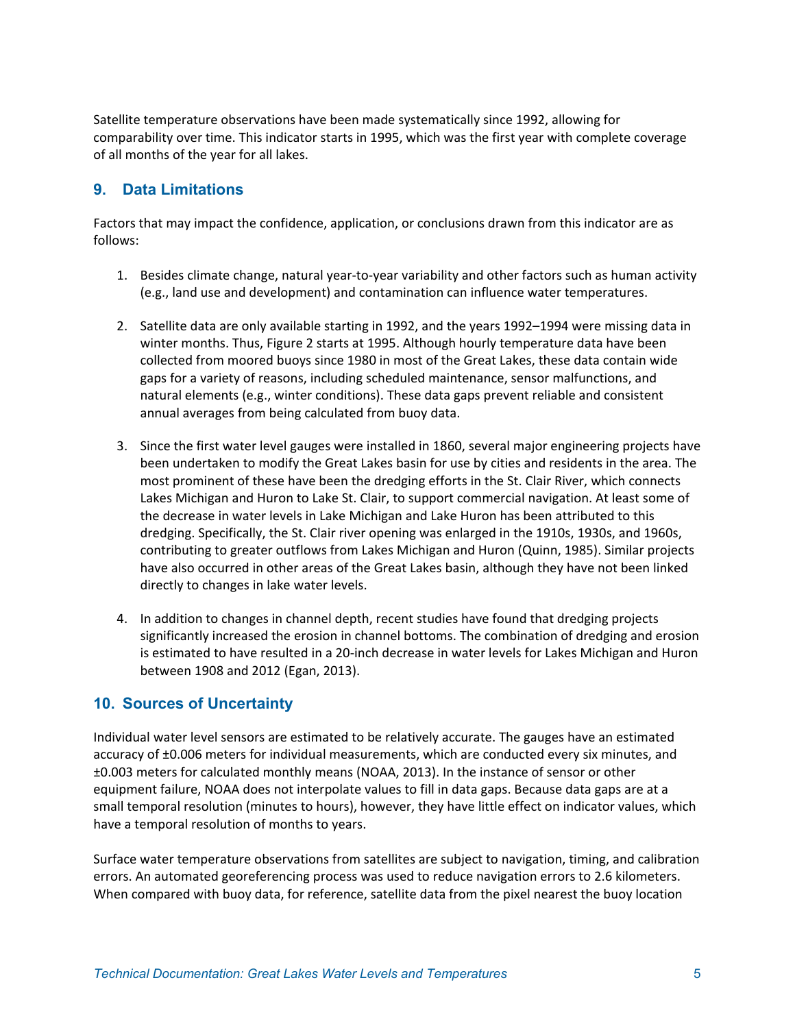Satellite temperature observations have been made systematically since 1992, allowing for comparability over time. This indicator starts in 1995, which was the first year with complete coverage of all months of the year for all lakes.

## 9. Data Limitations

Factors that may impact the confidence, application, or conclusions drawn from this indicator are as follows:

1. Besides climate change, natural year-to-year variability and other factors such as human activity (e.g., land use and development) and contamination can influence water temperatures.

2. Satellite data are only available starting in 1992, and the years 1992–1994 were missing data in winter months. Thus, Figure 2 starts at 1995. Although hourly temperature data have been collected from moored buoys since 1980 in most of the Great Lakes, these data contain wide gaps for a variety of reasons, including scheduled maintenance, sensor malfunctions, and natural elements (e.g., winter conditions). These data gaps prevent reliable and consistent annual averages from being calculated from buoy data.

3. Since the first water level gauges were installed in 1860, several major engineering projects have been undertaken to modify the Great Lakes basin for use by cities and residents in the area. The most prominent of these have been the dredging efforts in the St. Clair River, which connects Lakes Michigan and Huron to Lake St. Clair, to support commercial navigation. At least some of the decrease in water levels in Lake Michigan and Lake Huron has been attributed to this dredging. Specifically, the St. Clair river opening was enlarged in the 1910s, 1930s, and 1960s, contributing to greater outflows from Lakes Michigan and Huron (Quinn, 1985). Similar projects have also occurred in other areas of the Great Lakes basin, although they have not been linked directly to changes in lake water levels.

4. In addition to changes in channel depth, recent studies have found that dredging projects significantly increased the erosion in channel bottoms. The combination of dredging and erosion is estimated to have resulted in a 20-inch decrease in water levels for Lakes Michigan and Huron between 1908 and 2012 (Egan, 2013).

## 10. Sources of Uncertainty

Individual water level sensors are estimated to be relatively accurate. The gauges have an estimated accuracy of ±0.006 meters for individual measurements, which are conducted every six minutes, and ±0.003 meters for calculated monthly means (NOAA, 2013). In the instance of sensor or other equipment failure, NOAA does not interpolate values to fill in data gaps. Because data gaps are at a small temporal resolution (minutes to hours), however, they have little effect on indicator values, which have a temporal resolution of months to years.

Surface water temperature observations from satellites are subject to navigation, timing, and calibration errors. An automated georeferencing process was used to reduce navigation errors to 2.6 kilometers. When compared with buoy data, for reference, satellite data from the pixel nearest the buoy location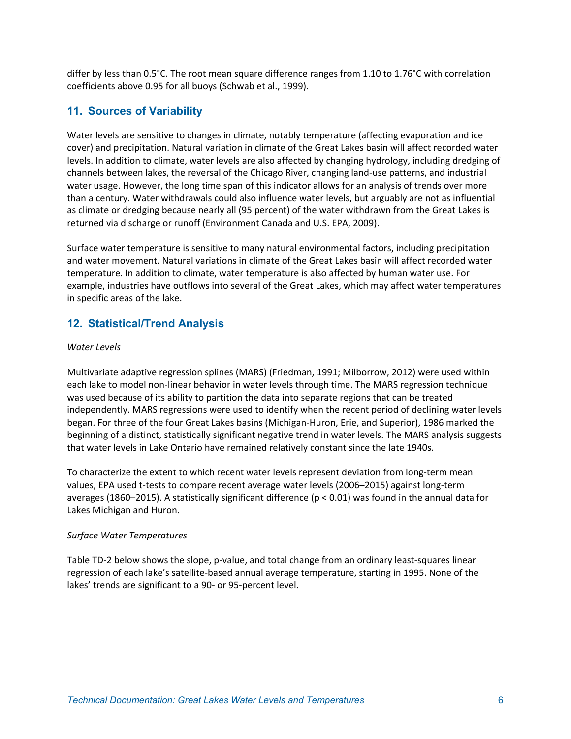differ by less than 0.5°C. The root mean square difference ranges from 1.10 to 1.76°C with correlation coefficients above 0.95 for all buoys (Schwab et al., 1999).

## 11. Sources of Variability

Water levels are sensitive to changes in climate, notably temperature (affecting evaporation and ice cover) and precipitation. Natural variation in climate of the Great Lakes basin will affect recorded water levels. In addition to climate, water levels are also affected by changing hydrology, including dredging of channels between lakes, the reversal of the Chicago River, changing land-use patterns, and industrial water usage. However, the long time span of this indicator allows for an analysis of trends over more than a century. Water withdrawals could also influence water levels, but arguably are not as influential as climate or dredging because nearly all (95 percent) of the water withdrawn from the Great Lakes is returned via discharge or runoff (Environment Canada and U.S. EPA, 2009).

Surface water temperature is sensitive to many natural environmental factors, including precipitation and water movement. Natural variations in climate of the Great Lakes basin will affect recorded water temperature. In addition to climate, water temperature is also affected by human water use. For example, industries have outflows into several of the Great Lakes, which may affect water temperatures in specific areas of the lake.

## 12. Statistical/Trend Analysis

*Water Levels*

Multivariate adaptive regression splines (MARS) (Friedman, 1991; Milborrow, 2012) were used within each lake to model non-linear behavior in water levels through time. The MARS regression technique was used because of its ability to partition the data into separate regions that can be treated independently. MARS regressions were used to identify when the recent period of declining water levels began. For three of the four Great Lakes basins (Michigan-Huron, Erie, and Superior), 1986 marked the beginning of a distinct, statistically significant negative trend in water levels. The MARS analysis suggests that water levels in Lake Ontario have remained relatively constant since the late 1940s.

To characterize the extent to which recent water levels represent deviation from long-term mean values, EPA used t-tests to compare recent average water levels (2006–2015) against long-term averages (1860–2015). A statistically significant difference ($p < 0.01$) was found in the annual data for Lakes Michigan and Huron.

*Surface Water Temperatures*

Table TD-2 below shows the slope, p-value, and total change from an ordinary least-squares linear regression of each lake's satellite-based annual average temperature, starting in 1995. None of the lakes' trends are significant to a 90- or 95-percent level.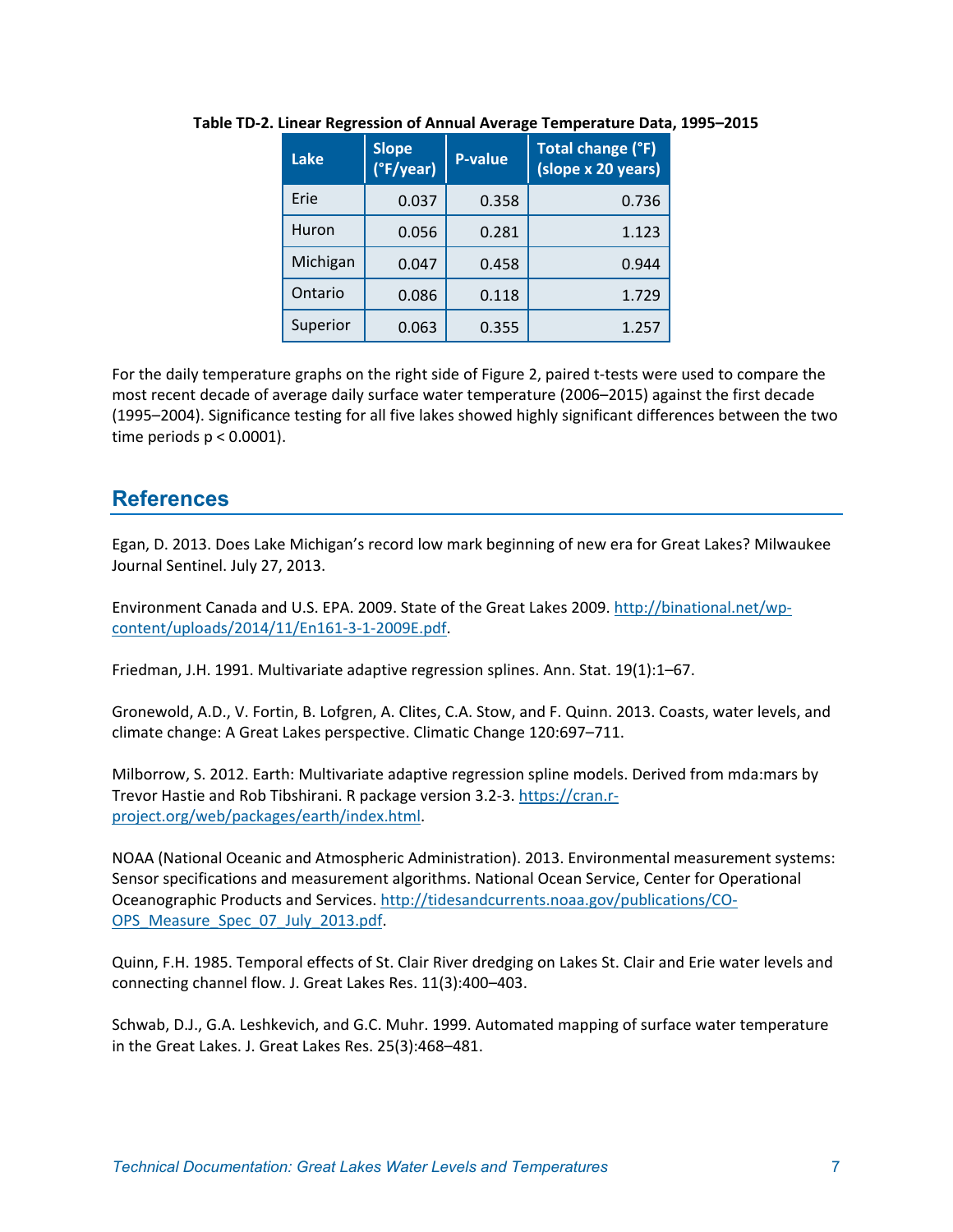**Table TD-2. Linear Regression of Annual Average Temperature Data, 1995–2015**

| Lake | Slope (°F/year) | P-value | Total change (°F) (slope x 20 years) |
|---|---|---|---|
| Erie | 0.037 | 0.358 | 0.736 |
| Huron | 0.056 | 0.281 | 1.123 |
| Michigan | 0.047 | 0.458 | 0.944 |
| Ontario | 0.086 | 0.118 | 1.729 |
| Superior | 0.063 | 0.355 | 1.257 |

For the daily temperature graphs on the right side of Figure 2, paired t-tests were used to compare the most recent decade of average daily surface water temperature (2006–2015) against the first decade (1995–2004). Significance testing for all five lakes showed highly significant differences between the two time periods $p < 0.0001$).

## References

Egan, D. 2013. Does Lake Michigan's record low mark beginning of new era for Great Lakes? Milwaukee Journal Sentinel. July 27, 2013.

Environment Canada and U.S. EPA. 2009. State of the Great Lakes 2009. http://binational.net/wp-content/uploads/2014/11/En161-3-1-2009E.pdf.

Friedman, J.H. 1991. Multivariate adaptive regression splines. Ann. Stat. 19(1):1–67.

Gronewold, A.D., V. Fortin, B. Lofgren, A. Clites, C.A. Stow, and F. Quinn. 2013. Coasts, water levels, and climate change: A Great Lakes perspective. Climatic Change 120:697–711.

Milborrow, S. 2012. Earth: Multivariate adaptive regression spline models. Derived from mda:mars by Trevor Hastie and Rob Tibshirani. R package version 3.2-3. https://cran.r-project.org/web/packages/earth/index.html.

NOAA (National Oceanic and Atmospheric Administration). 2013. Environmental measurement systems: Sensor specifications and measurement algorithms. National Ocean Service, Center for Operational Oceanographic Products and Services. http://tidesandcurrents.noaa.gov/publications/CO-OPS_Measure_Spec_07_July_2013.pdf.

Quinn, F.H. 1985. Temporal effects of St. Clair River dredging on Lakes St. Clair and Erie water levels and connecting channel flow. J. Great Lakes Res. 11(3):400–403.

Schwab, D.J., G.A. Leshkevich, and G.C. Muhr. 1999. Automated mapping of surface water temperature in the Great Lakes. J. Great Lakes Res. 25(3):468–481.